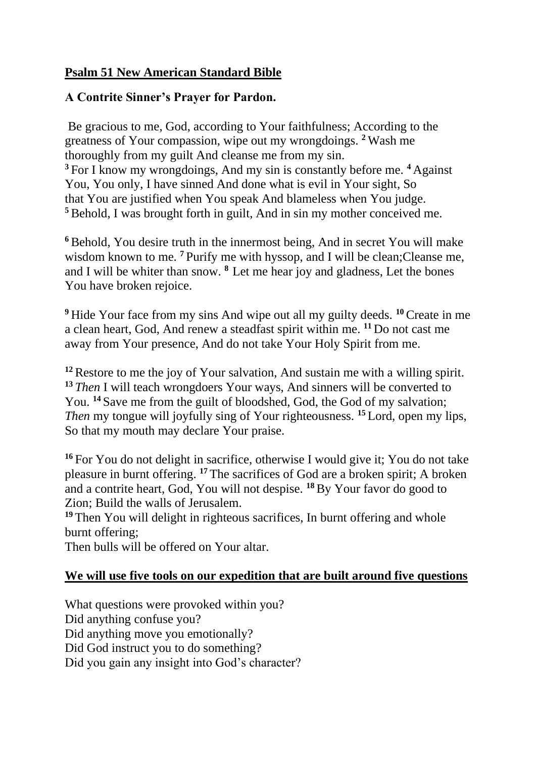**Psalm 51 New American Standard Bible**

**A Contrite Sinner's Prayer for Pardon.**

Be gracious to me, God, according to Your faithfulness; According to the greatness of Your compassion, wipe out my wrongdoings. **2** Wash me thoroughly from my guilt And cleanse me from my sin.
**3** For I know my wrongdoings, And my sin is constantly before me. **4** Against You, You only, I have sinned And done what is evil in Your sight, So that You are justified when You speak And blameless when You judge.
**5** Behold, I was brought forth in guilt, And in sin my mother conceived me.

**6** Behold, You desire truth in the innermost being, And in secret You will make wisdom known to me. **7** Purify me with hyssop, and I will be clean;Cleanse me, and I will be whiter than snow. **8** Let me hear joy and gladness, Let the bones You have broken rejoice.

**9** Hide Your face from my sins And wipe out all my guilty deeds. **10** Create in me a clean heart, God, And renew a steadfast spirit within me. **11** Do not cast me away from Your presence, And do not take Your Holy Spirit from me.

**12** Restore to me the joy of Your salvation, And sustain me with a willing spirit.
**13** *Then* I will teach wrongdoers Your ways, And sinners will be converted to You. **14** Save me from the guilt of bloodshed, God, the God of my salvation; *Then* my tongue will joyfully sing of Your righteousness. **15** Lord, open my lips, So that my mouth may declare Your praise.

**16** For You do not delight in sacrifice, otherwise I would give it; You do not take pleasure in burnt offering. **17** The sacrifices of God are a broken spirit; A broken and a contrite heart, God, You will not despise. **18** By Your favor do good to Zion; Build the walls of Jerusalem.
**19** Then You will delight in righteous sacrifices, In burnt offering and whole burnt offering;
Then bulls will be offered on Your altar.

**We will use five tools on our expedition that are built around five questions**

What questions were provoked within you?
Did anything confuse you?
Did anything move you emotionally?
Did God instruct you to do something?
Did you gain any insight into God's character?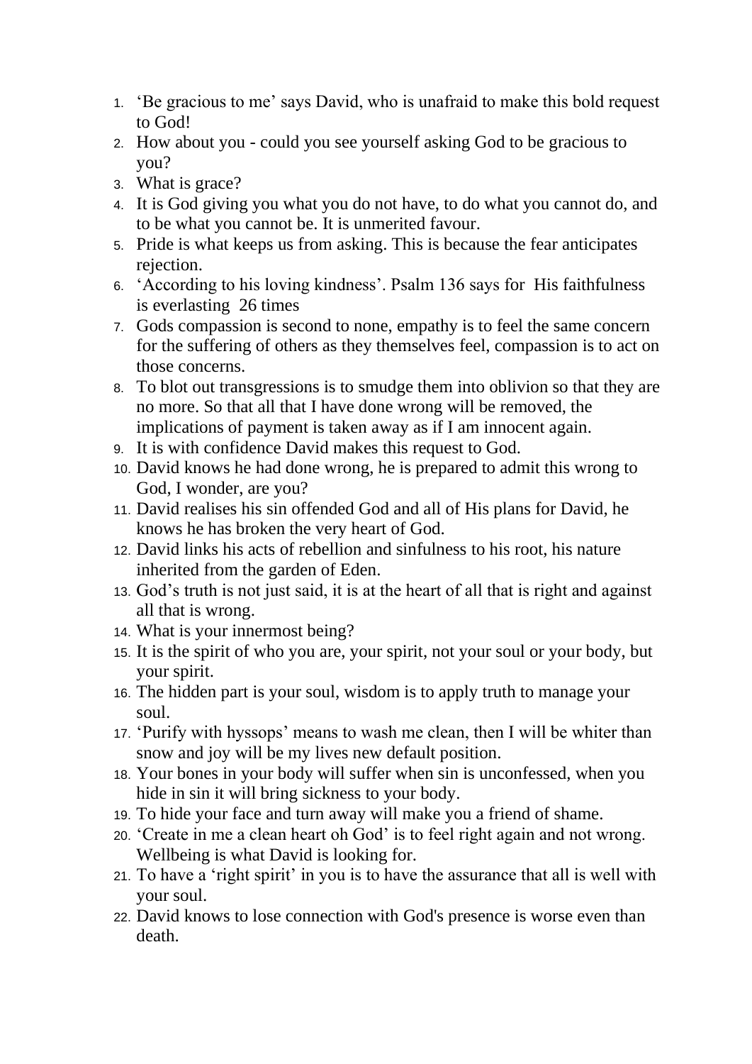1. 'Be gracious to me' says David, who is unafraid to make this bold request to God!
2. How about you - could you see yourself asking God to be gracious to you?
3. What is grace?
4. It is God giving you what you do not have, to do what you cannot do, and to be what you cannot be. It is unmerited favour.
5. Pride is what keeps us from asking. This is because the fear anticipates rejection.
6. 'According to his loving kindness'. Psalm 136 says for His faithfulness is everlasting 26 times
7. Gods compassion is second to none, empathy is to feel the same concern for the suffering of others as they themselves feel, compassion is to act on those concerns.
8. To blot out transgressions is to smudge them into oblivion so that they are no more. So that all that I have done wrong will be removed, the implications of payment is taken away as if I am innocent again.
9. It is with confidence David makes this request to God.
10. David knows he had done wrong, he is prepared to admit this wrong to God, I wonder, are you?
11. David realises his sin offended God and all of His plans for David, he knows he has broken the very heart of God.
12. David links his acts of rebellion and sinfulness to his root, his nature inherited from the garden of Eden.
13. God's truth is not just said, it is at the heart of all that is right and against all that is wrong.
14. What is your innermost being?
15. It is the spirit of who you are, your spirit, not your soul or your body, but your spirit.
16. The hidden part is your soul, wisdom is to apply truth to manage your soul.
17. 'Purify with hyssops' means to wash me clean, then I will be whiter than snow and joy will be my lives new default position.
18. Your bones in your body will suffer when sin is unconfessed, when you hide in sin it will bring sickness to your body.
19. To hide your face and turn away will make you a friend of shame.
20. 'Create in me a clean heart oh God' is to feel right again and not wrong. Wellbeing is what David is looking for.
21. To have a 'right spirit' in you is to have the assurance that all is well with your soul.
22. David knows to lose connection with God's presence is worse even than death.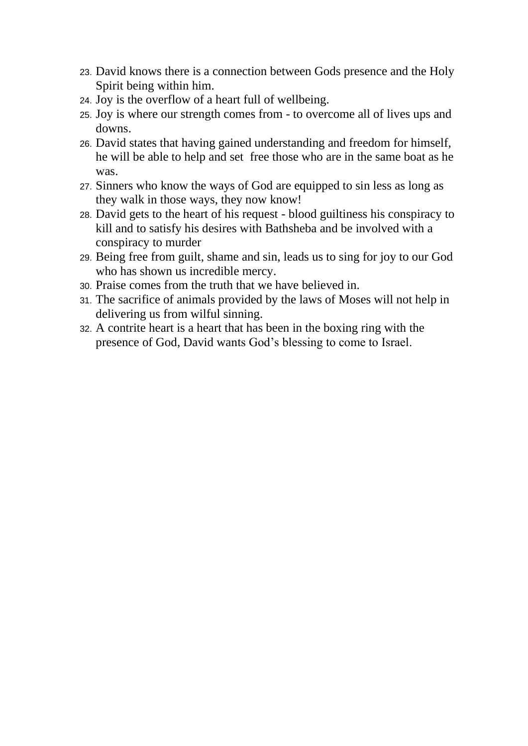23. David knows there is a connection between Gods presence and the Holy Spirit being within him.
24. Joy is the overflow of a heart full of wellbeing.
25. Joy is where our strength comes from - to overcome all of lives ups and downs.
26. David states that having gained understanding and freedom for himself, he will be able to help and set free those who are in the same boat as he was.
27. Sinners who know the ways of God are equipped to sin less as long as they walk in those ways, they now know!
28. David gets to the heart of his request - blood guiltiness his conspiracy to kill and to satisfy his desires with Bathsheba and be involved with a conspiracy to murder
29. Being free from guilt, shame and sin, leads us to sing for joy to our God who has shown us incredible mercy.
30. Praise comes from the truth that we have believed in.
31. The sacrifice of animals provided by the laws of Moses will not help in delivering us from wilful sinning.
32. A contrite heart is a heart that has been in the boxing ring with the presence of God, David wants God's blessing to come to Israel.